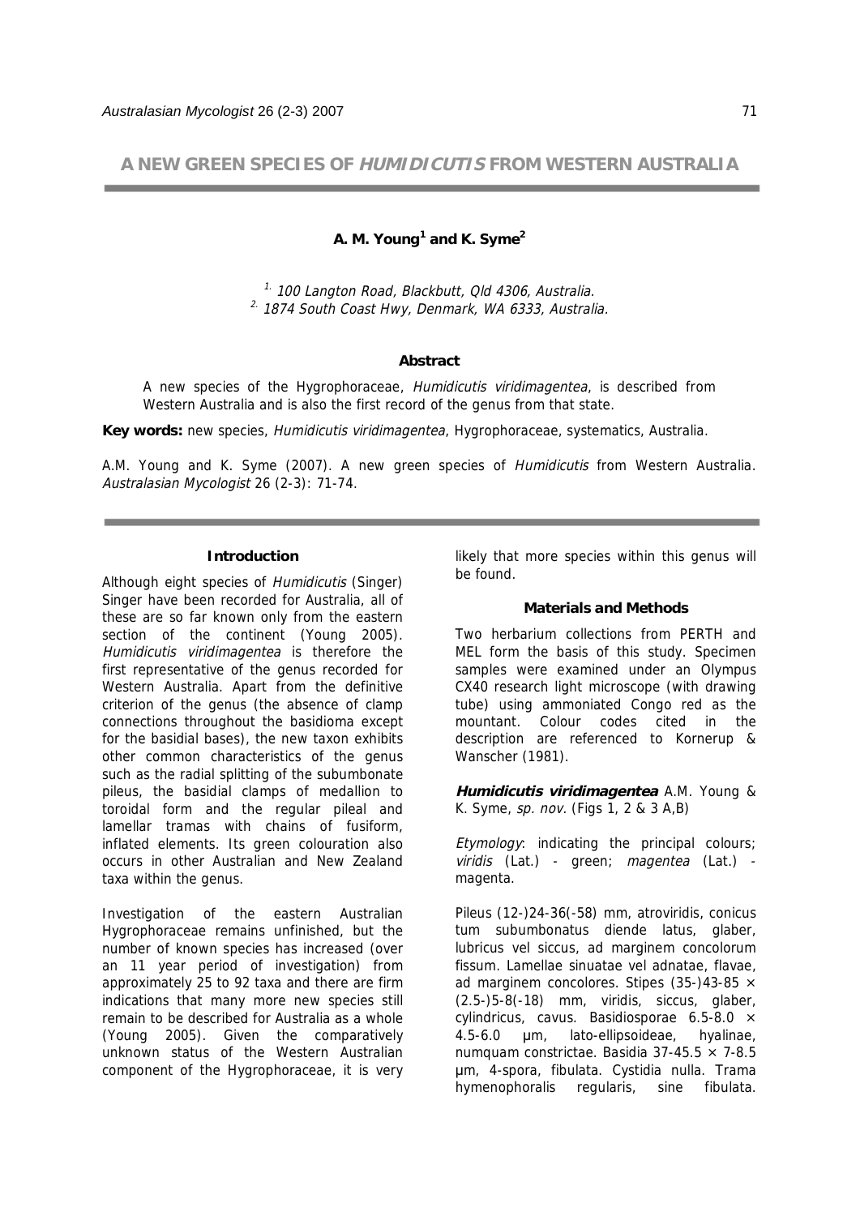# A NEW GREEN SPECIES OF *HUMIDICUTIS* FROM WESTERN AUSTRALIA

**A. M. Young[1] and K. Syme[2]**

*[1] 100 Langton Road, Blackbutt, Qld 4306, Australia.*
*[2] 1874 South Coast Hwy, Denmark, WA 6333, Australia.*

### Abstract

A new species of the Hygrophoraceae, *Humidicutis viridimagentea*, is described from Western Australia and is also the first record of the genus from that state.

**Key words:** new species, *Humidicutis viridimagentea*, Hygrophoraceae, systematics, Australia.

A.M. Young and K. Syme (2007). A new green species of *Humidicutis* from Western Australia. *Australasian Mycologist* 26 (2-3): 71-74.

### Introduction

Although eight species of *Humidicutis* (Singer) Singer have been recorded for Australia, all of these are so far known only from the eastern section of the continent (Young 2005). *Humidicutis viridimagentea* is therefore the first representative of the genus recorded for Western Australia. Apart from the definitive criterion of the genus (the absence of clamp connections throughout the basidioma except for the basidial bases), the new taxon exhibits other common characteristics of the genus such as the radial splitting of the subumbonate pileus, the basidial clamps of medallion to toroidal form and the regular pileal and lamellar tramas with chains of fusiform, inflated elements. Its green colouration also occurs in other Australian and New Zealand taxa within the genus.

Investigation of the eastern Australian Hygrophoraceae remains unfinished, but the number of known species has increased (over an 11 year period of investigation) from approximately 25 to 92 taxa and there are firm indications that many more new species still remain to be described for Australia as a whole (Young 2005). Given the comparatively unknown status of the Western Australian component of the Hygrophoraceae, it is very likely that more species within this genus will be found.

### Materials and Methods

Two herbarium collections from PERTH and MEL form the basis of this study. Specimen samples were examined under an Olympus CX40 research light microscope (with drawing tube) using ammoniated Congo red as the mountant. Colour codes cited in the description are referenced to Kornerup & Wanscher (1981).

***Humidicutis viridimagentea*** A.M. Young & K. Syme, *sp. nov.* (Figs 1, 2 & 3 A,B)

*Etymology*: indicating the principal colours; *viridis* (Lat.) - green; *magentea* (Lat.) - magenta.

Pileus (12-)24-36(-58) mm, atroviridis, conicus tum subumbonatus diende latus, glaber, lubricus vel siccus, ad marginem concolorum fissum. Lamellae sinuatae vel adnatae, flavae, ad marginem concolores. Stipes (35-)43-85 × (2.5-)5-8(-18) mm, viridis, siccus, glaber, cylindricus, cavus. Basidiosporae 6.5-8.0 × 4.5-6.0 μm, lato-ellipsoideae, hyalinae, numquam constrictae. Basidia 37-45.5 × 7-8.5 μm, 4-spora, fibulata. Cystidia nulla. Trama hymenophoralis regularis, sine fibulata.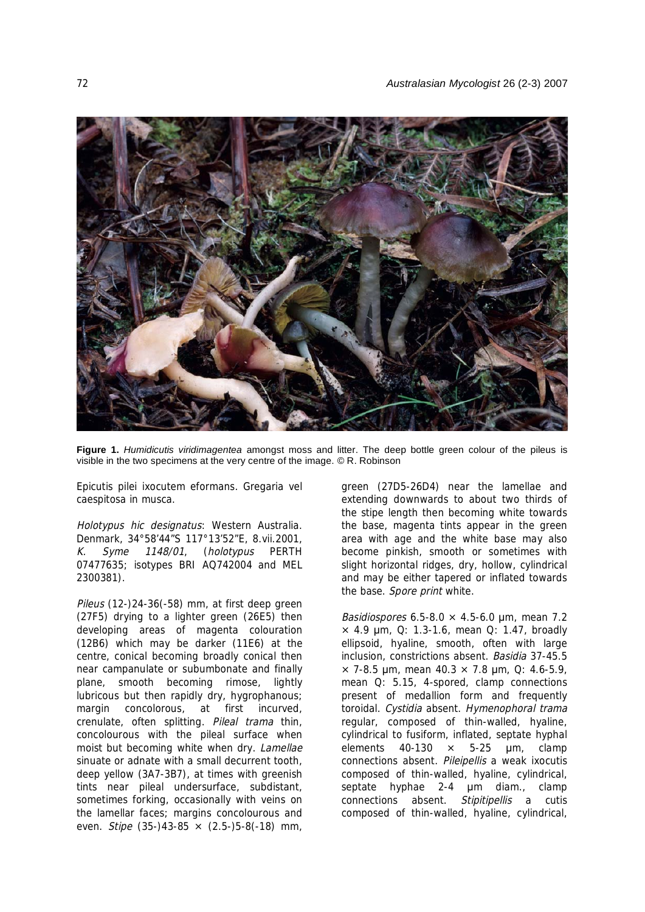**Figure 1.** *Humidicutis viridimagentea* amongst moss and litter. The deep bottle green colour of the pileus is visible in the two specimens at the very centre of the image. © R. Robinson

Epicutis pilei ixocutem eformans. Gregaria vel caespitosa in musca.

*Holotypus hic designatus*: Western Australia. Denmark, 34°58′44″S 117°13′52″E, 8.vii.2001, *K. Syme 1148/01*, (*holotypus* PERTH 07477635; isotypes BRI AQ742004 and MEL 2300381).

*Pileus* (12-)24-36(-58) mm, at first deep green (27F5) drying to a lighter green (26E5) then developing areas of magenta colouration (12B6) which may be darker (11E6) at the centre, conical becoming broadly conical then near campanulate or subumbonate and finally plane, smooth becoming rimose, lightly lubricous but then rapidly dry, hygrophanous; margin concolorous, at first incurved, crenulate, often splitting. *Pileal trama* thin, concolourous with the pileal surface when moist but becoming white when dry. *Lamellae* sinuate or adnate with a small decurrent tooth, deep yellow (3A7-3B7), at times with greenish tints near pileal undersurface, subdistant, sometimes forking, occasionally with veins on the lamellar faces; margins concolourous and even. *Stipe* (35-)43-85 × (2.5-)5-8(-18) mm, green (27D5-26D4) near the lamellae and extending downwards to about two thirds of the stipe length then becoming white towards the base, magenta tints appear in the green area with age and the white base may also become pinkish, smooth or sometimes with slight horizontal ridges, dry, hollow, cylindrical and may be either tapered or inflated towards the base. *Spore print* white.

*Basidiospores* 6.5-8.0 × 4.5-6.0 µm, mean 7.2 × 4.9 µm, Q: 1.3-1.6, mean Q: 1.47, broadly ellipsoid, hyaline, smooth, often with large inclusion, constrictions absent. *Basidia* 37-45.5 × 7-8.5 µm, mean 40.3 × 7.8 µm, Q: 4.6-5.9, mean Q: 5.15, 4-spored, clamp connections present of medallion form and frequently toroidal. *Cystidia* absent. *Hymenophoral trama* regular, composed of thin-walled, hyaline, cylindrical to fusiform, inflated, septate hyphal elements 40-130 × 5-25 µm, clamp connections absent. *Pileipellis* a weak ixocutis composed of thin-walled, hyaline, cylindrical, septate hyphae 2-4 µm diam., clamp connections absent. *Stipitipellis* a cutis composed of thin-walled, hyaline, cylindrical,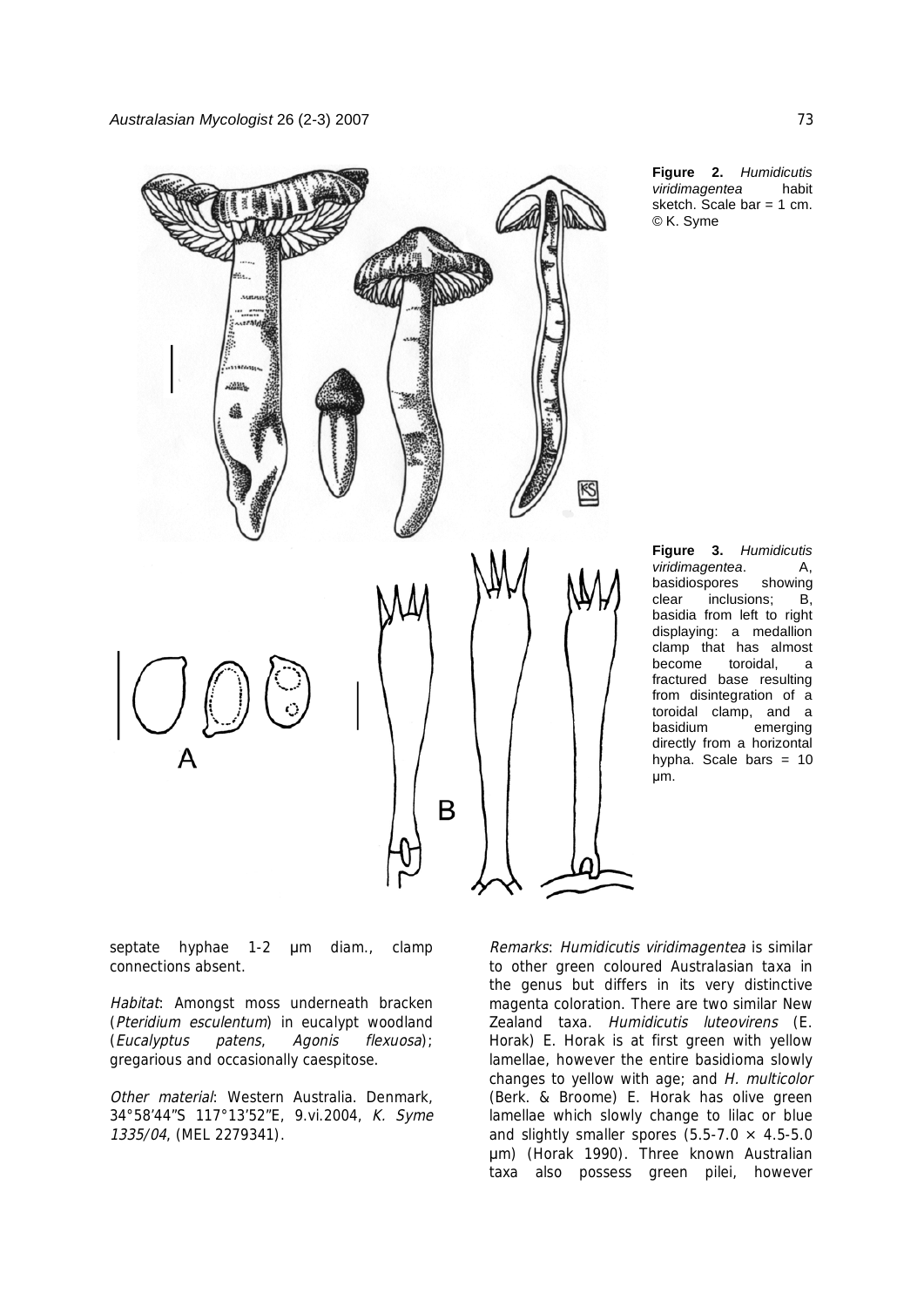**Figure 2.** *Humidicutis viridimagentea* habit sketch. Scale bar = 1 cm. © K. Syme

**Figure 3.** *Humidicutis viridimagentea*. A, basidiospores showing clear inclusions; B, basidia from left to right displaying: a medallion clamp that has almost become toroidal, a fractured base resulting from disintegration of a toroidal clamp, and a basidium emerging directly from a horizontal hypha. Scale bars = 10 µm.

septate hyphae 1-2 µm diam., clamp connections absent.

*Habitat*: Amongst moss underneath bracken (*Pteridium esculentum*) in eucalypt woodland (*Eucalyptus patens*, *Agonis flexuosa*); gregarious and occasionally caespitose.

*Other material*: Western Australia. Denmark, 34°58′44″S 117°13′52″E, 9.vi.2004, *K. Syme 1335/04*, (MEL 2279341).

*Remarks*: *Humidicutis viridimagentea* is similar to other green coloured Australasian taxa in the genus but differs in its very distinctive magenta coloration. There are two similar New Zealand taxa. *Humidicutis luteovirens* (E. Horak) E. Horak is at first green with yellow lamellae, however the entire basidioma slowly changes to yellow with age; and *H. multicolor* (Berk. & Broome) E. Horak has olive green lamellae which slowly change to lilac or blue and slightly smaller spores (5.5-7.0 × 4.5-5.0 µm) (Horak 1990). Three known Australian taxa also possess green pilei, however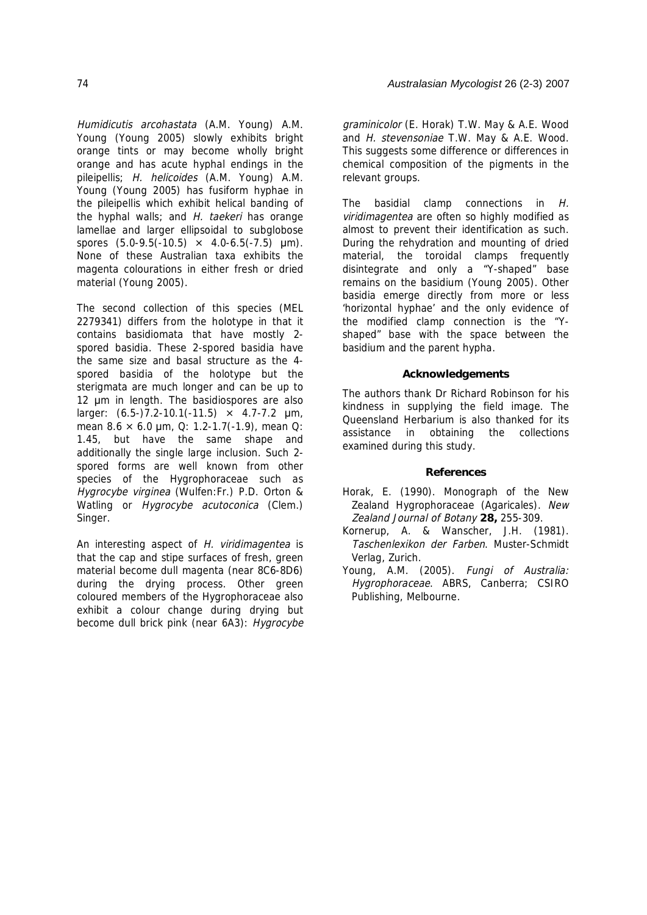*Humidicutis arcohastata* (A.M. Young) A.M. Young (Young 2005) slowly exhibits bright orange tints or may become wholly bright orange and has acute hyphal endings in the pileipellis; *H. helicoides* (A.M. Young) A.M. Young (Young 2005) has fusiform hyphae in the pileipellis which exhibit helical banding of the hyphal walls; and *H. taekeri* has orange lamellae and larger ellipsoidal to subglobose spores (5.0-9.5(-10.5) × 4.0-6.5(-7.5) µm). None of these Australian taxa exhibits the magenta colourations in either fresh or dried material (Young 2005).

The second collection of this species (MEL 2279341) differs from the holotype in that it contains basidiomata that have mostly 2-spored basidia. These 2-spored basidia have the same size and basal structure as the 4-spored basidia of the holotype but the sterigmata are much longer and can be up to 12 µm in length. The basidiospores are also larger: (6.5-)7.2-10.1(-11.5) × 4.7-7.2 µm, mean 8.6 × 6.0 µm, Q: 1.2-1.7(-1.9), mean Q: 1.45, but have the same shape and additionally the single large inclusion. Such 2-spored forms are well known from other species of the Hygrophoraceae such as *Hygrocybe virginea* (Wulfen:Fr.) P.D. Orton & Watling or *Hygrocybe acutoconica* (Clem.) Singer.

An interesting aspect of *H. viridimagentea* is that the cap and stipe surfaces of fresh, green material become dull magenta (near 8C6-8D6) during the drying process. Other green coloured members of the Hygrophoraceae also exhibit a colour change during drying but become dull brick pink (near 6A3): *Hygrocybe graminicolor* (E. Horak) T.W. May & A.E. Wood and *H. stevensoniae* T.W. May & A.E. Wood. This suggests some difference or differences in chemical composition of the pigments in the relevant groups.

The basidial clamp connections in *H. viridimagentea* are often so highly modified as almost to prevent their identification as such. During the rehydration and mounting of dried material, the toroidal clamps frequently disintegrate and only a "Y-shaped" base remains on the basidium (Young 2005). Other basidia emerge directly from more or less 'horizontal hyphae' and the only evidence of the modified clamp connection is the "Y-shaped" base with the space between the basidium and the parent hypha.

### Acknowledgements

The authors thank Dr Richard Robinson for his kindness in supplying the field image. The Queensland Herbarium is also thanked for its assistance in obtaining the collections examined during this study.

### References

Horak, E. (1990). Monograph of the New Zealand Hygrophoraceae (Agaricales). *New Zealand Journal of Botany* **28,** 255-309.

Kornerup, A. & Wanscher, J.H. (1981). *Taschenlexikon der Farben*. Muster-Schmidt Verlag, Zurich.

Young, A.M. (2005). *Fungi of Australia: Hygrophoraceae*. ABRS, Canberra; CSIRO Publishing, Melbourne.